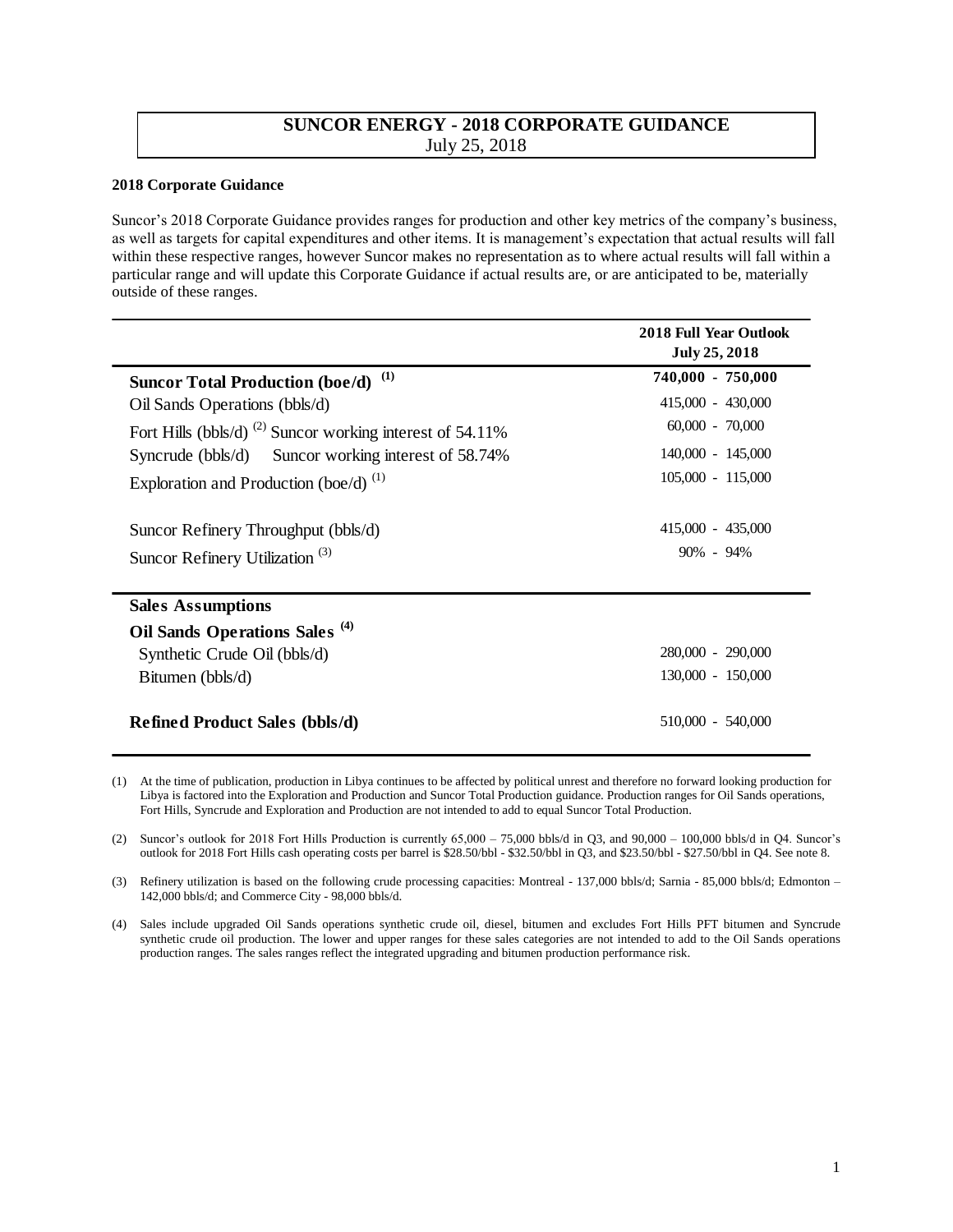# SUNCOR ENERGY - 2018 CORPORATE GUIDANCE

July 25, 2018

**2018 Corporate Guidance**

Suncor's 2018 Corporate Guidance provides ranges for production and other key metrics of the company's business, as well as targets for capital expenditures and other items. It is management's expectation that actual results will fall within these respective ranges, however Suncor makes no representation as to where actual results will fall within a particular range and will update this Corporate Guidance if actual results are, or are anticipated to be, materially outside of these ranges.

| | **2018 Full Year Outlook July 25, 2018** |
|---|---|
| **Suncor Total Production (boe/d)** [(1)] | **740,000 - 750,000** |
| Oil Sands Operations (bbls/d) | 415,000 - 430,000 |
| Fort Hills (bbls/d) [(2)] Suncor working interest of 54.11% | 60,000 - 70,000 |
| Syncrude (bbls/d) Suncor working interest of 58.74% | 140,000 - 145,000 |
| Exploration and Production (boe/d) [(1)] | 105,000 - 115,000 |
| | |
| Suncor Refinery Throughput (bbls/d) | 415,000 - 435,000 |
| Suncor Refinery Utilization [(3)] | 90% - 94% |
| **Sales Assumptions** | |
| **Oil Sands Operations Sales** [(4)] | |
| Synthetic Crude Oil (bbls/d) | 280,000 - 290,000 |
| Bitumen (bbls/d) | 130,000 - 150,000 |
| | |
| **Refined Product Sales (bbls/d)** | 510,000 - 540,000 |

(1) At the time of publication, production in Libya continues to be affected by political unrest and therefore no forward looking production for Libya is factored into the Exploration and Production and Suncor Total Production guidance. Production ranges for Oil Sands operations, Fort Hills, Syncrude and Exploration and Production are not intended to add to equal Suncor Total Production.

(2) Suncor's outlook for 2018 Fort Hills Production is currently 65,000 – 75,000 bbls/d in Q3, and 90,000 – 100,000 bbls/d in Q4. Suncor's outlook for 2018 Fort Hills cash operating costs per barrel is $28.50/bbl - $32.50/bbl in Q3, and $23.50/bbl - $27.50/bbl in Q4. See note 8.

(3) Refinery utilization is based on the following crude processing capacities: Montreal - 137,000 bbls/d; Sarnia - 85,000 bbls/d; Edmonton – 142,000 bbls/d; and Commerce City - 98,000 bbls/d.

(4) Sales include upgraded Oil Sands operations synthetic crude oil, diesel, bitumen and excludes Fort Hills PFT bitumen and Syncrude synthetic crude oil production. The lower and upper ranges for these sales categories are not intended to add to the Oil Sands operations production ranges. The sales ranges reflect the integrated upgrading and bitumen production performance risk.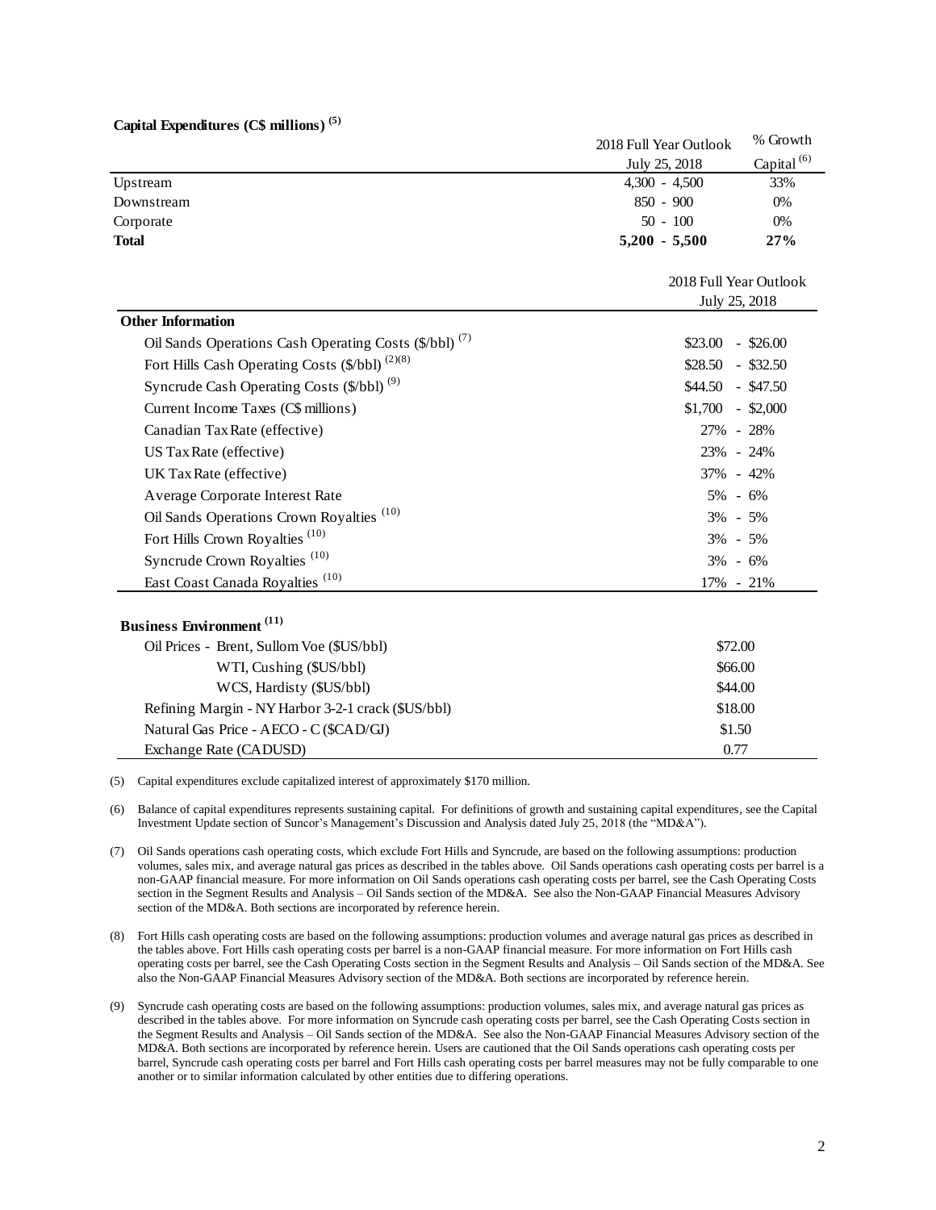**Capital Expenditures (C$ millions) [(5)]**

| | 2018 Full Year Outlook July 25, 2018 | % Growth Capital [(6)] |
|---|---|---|
| Upstream | 4,300 - 4,500 | 33% |
| Downstream | 850 - 900 | 0% |
| Corporate | 50 - 100 | 0% |
| **Total** | **5,200 - 5,500** | **27%** |

| **Other Information** | 2018 Full Year Outlook July 25, 2018 |
|---|---|
| Oil Sands Operations Cash Operating Costs ($/bbl) [(7)] | $23.00 - $26.00 |
| Fort Hills Cash Operating Costs ($/bbl) [(2)(8)] | $28.50 - $32.50 |
| Syncrude Cash Operating Costs ($/bbl) [(9)] | $44.50 - $47.50 |
| Current Income Taxes (C$ millions) | $1,700 - $2,000 |
| Canadian Tax Rate (effective) | 27% - 28% |
| US Tax Rate (effective) | 23% - 24% |
| UK Tax Rate (effective) | 37% - 42% |
| Average Corporate Interest Rate | 5% - 6% |
| Oil Sands Operations Crown Royalties [(10)] | 3% - 5% |
| Fort Hills Crown Royalties [(10)] | 3% - 5% |
| Syncrude Crown Royalties [(10)] | 3% - 6% |
| East Coast Canada Royalties [(10)] | 17% - 21% |

| **Business Environment [(11)]** | |
|---|---|
| Oil Prices - Brent, Sullom Voe ($US/bbl) | $72.00 |
| WTI, Cushing ($US/bbl) | $66.00 |
| WCS, Hardisty ($US/bbl) | $44.00 |
| Refining Margin - NY Harbor 3-2-1 crack ($US/bbl) | $18.00 |
| Natural Gas Price - AECO - C ($CAD/GJ) | $1.50 |
| Exchange Rate (CADUSD) | 0.77 |

(5) Capital expenditures exclude capitalized interest of approximately $170 million.

(6) Balance of capital expenditures represents sustaining capital. For definitions of growth and sustaining capital expenditures, see the Capital Investment Update section of Suncor's Management's Discussion and Analysis dated July 25, 2018 (the "MD&A").

(7) Oil Sands operations cash operating costs, which exclude Fort Hills and Syncrude, are based on the following assumptions: production volumes, sales mix, and average natural gas prices as described in the tables above. Oil Sands operations cash operating costs per barrel is a non-GAAP financial measure. For more information on Oil Sands operations cash operating costs per barrel, see the Cash Operating Costs section in the Segment Results and Analysis – Oil Sands section of the MD&A. See also the Non-GAAP Financial Measures Advisory section of the MD&A. Both sections are incorporated by reference herein.

(8) Fort Hills cash operating costs are based on the following assumptions: production volumes and average natural gas prices as described in the tables above. Fort Hills cash operating costs per barrel is a non-GAAP financial measure. For more information on Fort Hills cash operating costs per barrel, see the Cash Operating Costs section in the Segment Results and Analysis – Oil Sands section of the MD&A. See also the Non-GAAP Financial Measures Advisory section of the MD&A. Both sections are incorporated by reference herein.

(9) Syncrude cash operating costs are based on the following assumptions: production volumes, sales mix, and average natural gas prices as described in the tables above. For more information on Syncrude cash operating costs per barrel, see the Cash Operating Costs section in the Segment Results and Analysis – Oil Sands section of the MD&A. See also the Non-GAAP Financial Measures Advisory section of the MD&A. Both sections are incorporated by reference herein. Users are cautioned that the Oil Sands operations cash operating costs per barrel, Syncrude cash operating costs per barrel and Fort Hills cash operating costs per barrel measures may not be fully comparable to one another or to similar information calculated by other entities due to differing operations.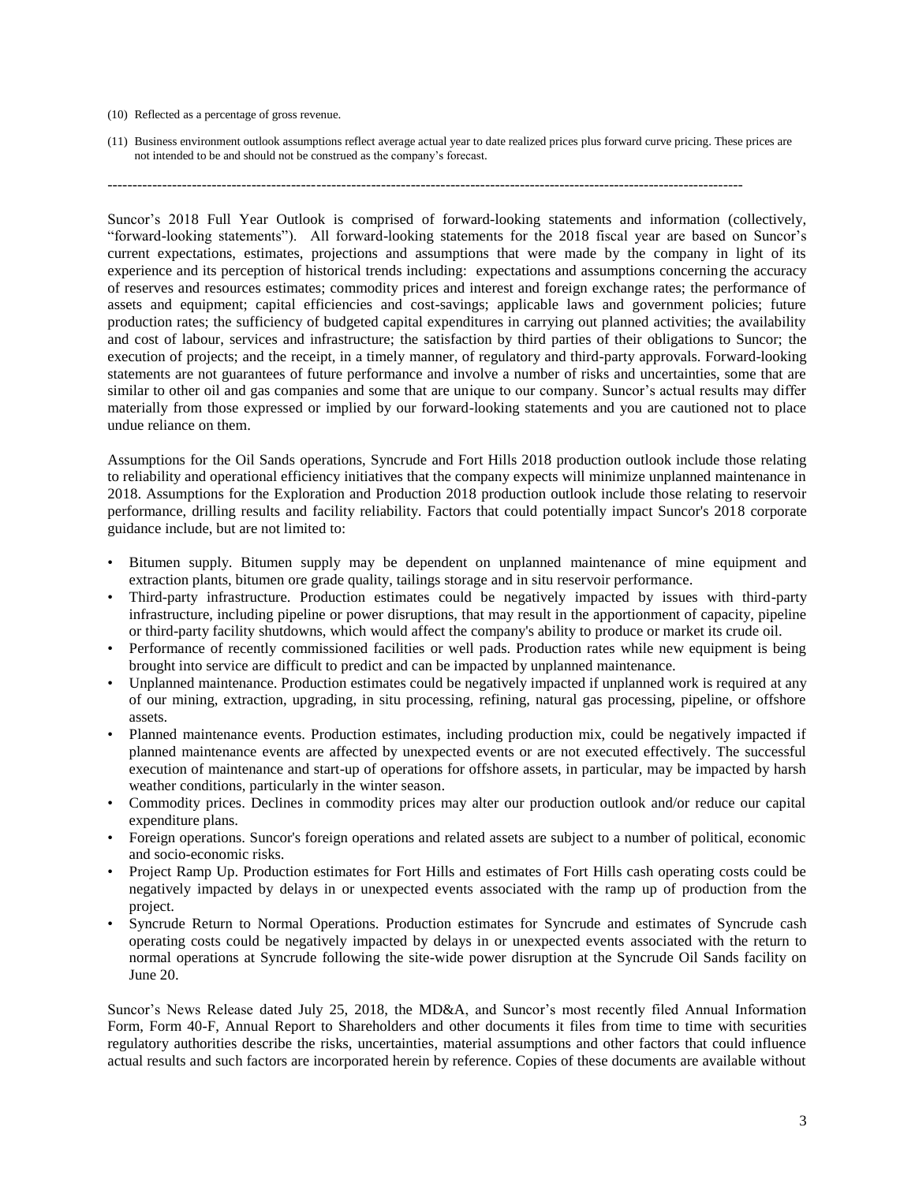(10) Reflected as a percentage of gross revenue.

(11) Business environment outlook assumptions reflect average actual year to date realized prices plus forward curve pricing. These prices are not intended to be and should not be construed as the company's forecast.

---

Suncor's 2018 Full Year Outlook is comprised of forward-looking statements and information (collectively, "forward-looking statements"). All forward-looking statements for the 2018 fiscal year are based on Suncor's current expectations, estimates, projections and assumptions that were made by the company in light of its experience and its perception of historical trends including: expectations and assumptions concerning the accuracy of reserves and resources estimates; commodity prices and interest and foreign exchange rates; the performance of assets and equipment; capital efficiencies and cost-savings; applicable laws and government policies; future production rates; the sufficiency of budgeted capital expenditures in carrying out planned activities; the availability and cost of labour, services and infrastructure; the satisfaction by third parties of their obligations to Suncor; the execution of projects; and the receipt, in a timely manner, of regulatory and third-party approvals. Forward-looking statements are not guarantees of future performance and involve a number of risks and uncertainties, some that are similar to other oil and gas companies and some that are unique to our company. Suncor's actual results may differ materially from those expressed or implied by our forward-looking statements and you are cautioned not to place undue reliance on them.

Assumptions for the Oil Sands operations, Syncrude and Fort Hills 2018 production outlook include those relating to reliability and operational efficiency initiatives that the company expects will minimize unplanned maintenance in 2018. Assumptions for the Exploration and Production 2018 production outlook include those relating to reservoir performance, drilling results and facility reliability. Factors that could potentially impact Suncor's 2018 corporate guidance include, but are not limited to:

- Bitumen supply. Bitumen supply may be dependent on unplanned maintenance of mine equipment and extraction plants, bitumen ore grade quality, tailings storage and in situ reservoir performance.
- Third-party infrastructure. Production estimates could be negatively impacted by issues with third-party infrastructure, including pipeline or power disruptions, that may result in the apportionment of capacity, pipeline or third-party facility shutdowns, which would affect the company's ability to produce or market its crude oil.
- Performance of recently commissioned facilities or well pads. Production rates while new equipment is being brought into service are difficult to predict and can be impacted by unplanned maintenance.
- Unplanned maintenance. Production estimates could be negatively impacted if unplanned work is required at any of our mining, extraction, upgrading, in situ processing, refining, natural gas processing, pipeline, or offshore assets.
- Planned maintenance events. Production estimates, including production mix, could be negatively impacted if planned maintenance events are affected by unexpected events or are not executed effectively. The successful execution of maintenance and start-up of operations for offshore assets, in particular, may be impacted by harsh weather conditions, particularly in the winter season.
- Commodity prices. Declines in commodity prices may alter our production outlook and/or reduce our capital expenditure plans.
- Foreign operations. Suncor's foreign operations and related assets are subject to a number of political, economic and socio-economic risks.
- Project Ramp Up. Production estimates for Fort Hills and estimates of Fort Hills cash operating costs could be negatively impacted by delays in or unexpected events associated with the ramp up of production from the project.
- Syncrude Return to Normal Operations. Production estimates for Syncrude and estimates of Syncrude cash operating costs could be negatively impacted by delays in or unexpected events associated with the return to normal operations at Syncrude following the site-wide power disruption at the Syncrude Oil Sands facility on June 20.

Suncor's News Release dated July 25, 2018, the MD&A, and Suncor's most recently filed Annual Information Form, Form 40-F, Annual Report to Shareholders and other documents it files from time to time with securities regulatory authorities describe the risks, uncertainties, material assumptions and other factors that could influence actual results and such factors are incorporated herein by reference. Copies of these documents are available without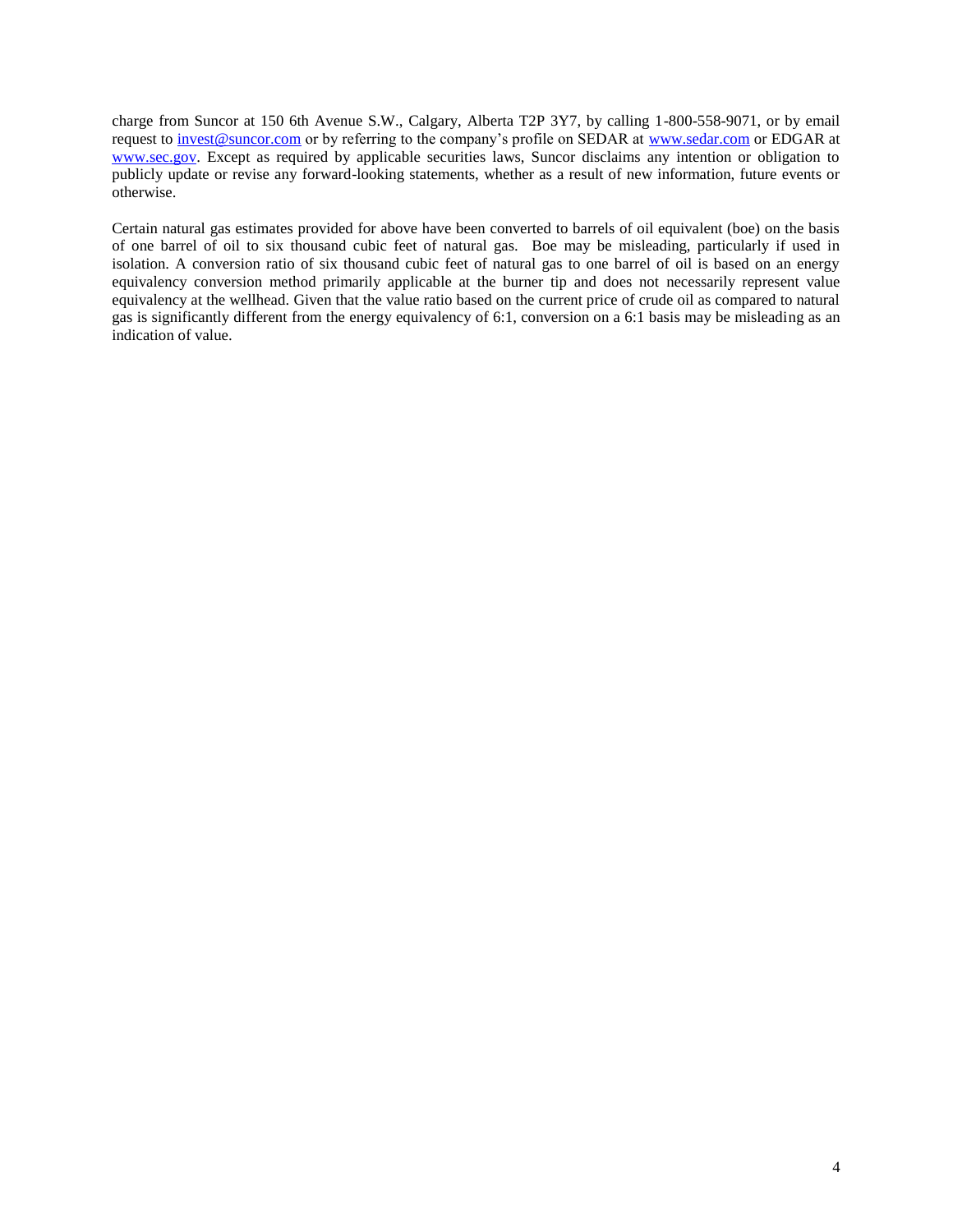charge from Suncor at 150 6th Avenue S.W., Calgary, Alberta T2P 3Y7, by calling 1-800-558-9071, or by email request to invest@suncor.com or by referring to the company's profile on SEDAR at www.sedar.com or EDGAR at www.sec.gov. Except as required by applicable securities laws, Suncor disclaims any intention or obligation to publicly update or revise any forward-looking statements, whether as a result of new information, future events or otherwise.

Certain natural gas estimates provided for above have been converted to barrels of oil equivalent (boe) on the basis of one barrel of oil to six thousand cubic feet of natural gas. Boe may be misleading, particularly if used in isolation. A conversion ratio of six thousand cubic feet of natural gas to one barrel of oil is based on an energy equivalency conversion method primarily applicable at the burner tip and does not necessarily represent value equivalency at the wellhead. Given that the value ratio based on the current price of crude oil as compared to natural gas is significantly different from the energy equivalency of 6:1, conversion on a 6:1 basis may be misleading as an indication of value.